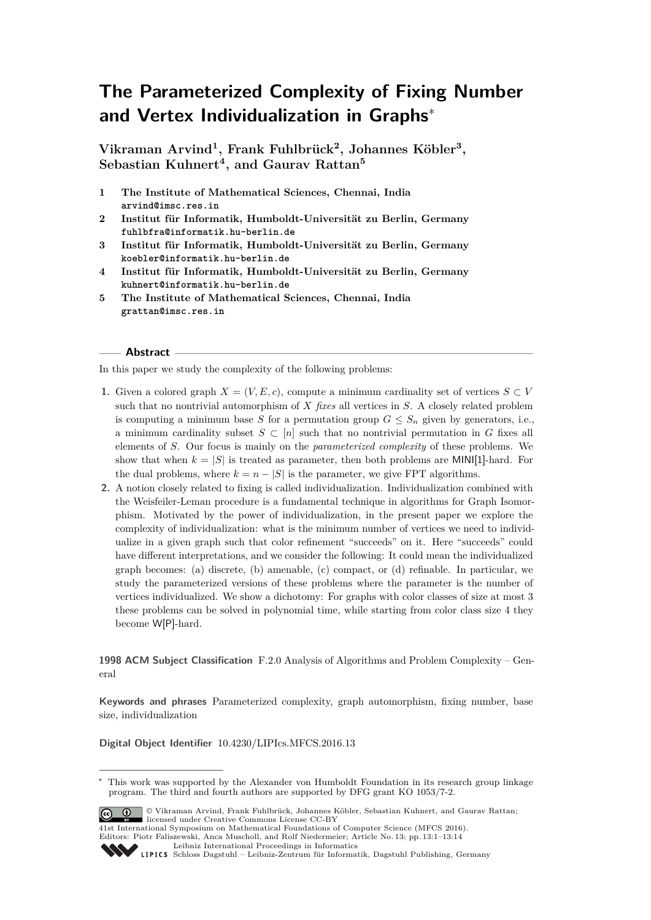# The Parameterized Complexity of Fixing Number and Vertex Individualization in Graphs*

**Vikraman Arvind[1], Frank Fuhlbrück[2], Johannes Köbler[3], Sebastian Kuhnert[4], and Gaurav Rattan[5]**

1. **The Institute of Mathematical Sciences, Chennai, India**
   arvind@imsc.res.in
2. **Institut für Informatik, Humboldt-Universität zu Berlin, Germany**
   fuhlbfra@informatik.hu-berlin.de
3. **Institut für Informatik, Humboldt-Universität zu Berlin, Germany**
   koebler@informatik.hu-berlin.de
4. **Institut für Informatik, Humboldt-Universität zu Berlin, Germany**
   kuhnert@informatik.hu-berlin.de
5. **The Institute of Mathematical Sciences, Chennai, India**
   grattan@imsc.res.in

## Abstract

In this paper we study the complexity of the following problems:

1. Given a colored graph $X = (V, E, c)$, compute a minimum cardinality set of vertices $S \subset V$ such that no nontrivial automorphism of $X$ *fixes* all vertices in $S$. A closely related problem is computing a minimum base $S$ for a permutation group $G \le S_n$ given by generators, i.e., a minimum cardinality subset $S \subset [n]$ such that no nontrivial permutation in $G$ fixes all elements of $S$. Our focus is mainly on the *parameterized complexity* of these problems. We show that when $k = |S|$ is treated as parameter, then both problems are MINI[1]-hard. For the dual problems, where $k = n - |S|$ is the parameter, we give FPT algorithms.
2. A notion closely related to fixing is called individualization. Individualization combined with the Weisfeiler-Leman procedure is a fundamental technique in algorithms for Graph Isomorphism. Motivated by the power of individualization, in the present paper we explore the complexity of individualization: what is the minimum number of vertices we need to individualize in a given graph such that color refinement "succeeds" on it. Here "succeeds" could have different interpretations, and we consider the following: It could mean the individualized graph becomes: (a) discrete, (b) amenable, (c) compact, or (d) refinable. In particular, we study the parameterized versions of these problems where the parameter is the number of vertices individualized. We show a dichotomy: For graphs with color classes of size at most 3 these problems can be solved in polynomial time, while starting from color class size 4 they become W[P]-hard.

**1998 ACM Subject Classification** F.2.0 Analysis of Algorithms and Problem Complexity – General

**Keywords and phrases** Parameterized complexity, graph automorphism, fixing number, base size, individualization

**Digital Object Identifier** 10.4230/LIPIcs.MFCS.2016.13

---

* This work was supported by the Alexander von Humboldt Foundation in its research group linkage program. The third and fourth authors are supported by DFG grant KO 1053/7-2.

© Vikraman Arvind, Frank Fuhlbrück, Johannes Köbler, Sebastian Kuhnert, and Gaurav Rattan; licensed under Creative Commons License CC-BY
41st International Symposium on Mathematical Foundations of Computer Science (MFCS 2016).
Editors: Piotr Faliszewski, Anca Muscholl, and Rolf Niedermeier; Article No. 13; pp. 13:1–13:14
Leibniz International Proceedings in Informatics
Schloss Dagstuhl – Leibniz-Zentrum für Informatik, Dagstuhl Publishing, Germany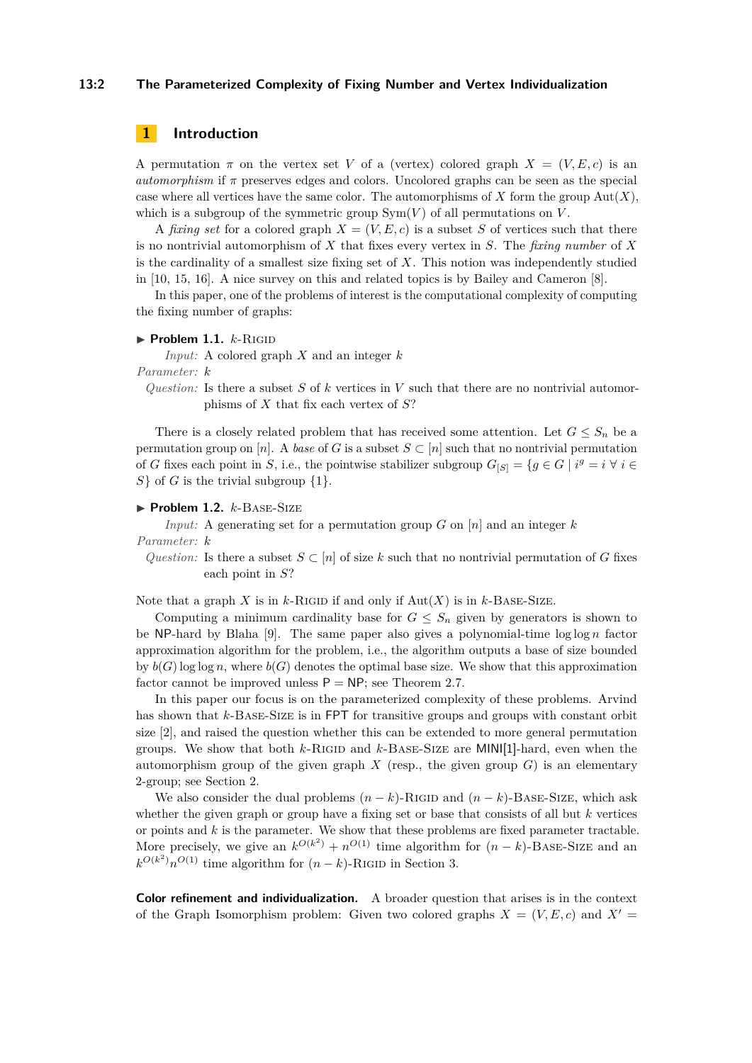## 1 Introduction

A permutation $\pi$ on the vertex set $V$ of a (vertex) colored graph $X = (V, E, c)$ is an *automorphism* if $\pi$ preserves edges and colors. Uncolored graphs can be seen as the special case where all vertices have the same color. The automorphisms of $X$ form the group $\mathrm{Aut}(X)$, which is a subgroup of the symmetric group $\mathrm{Sym}(V)$ of all permutations on $V$.

A *fixing set* for a colored graph $X = (V, E, c)$ is a subset $S$ of vertices such that there is no nontrivial automorphism of $X$ that fixes every vertex in $S$. The *fixing number* of $X$ is the cardinality of a smallest size fixing set of $X$. This notion was independently studied in [10, 15, 16]. A nice survey on this and related topics is by Bailey and Cameron [8].

In this paper, one of the problems of interest is the computational complexity of computing the fixing number of graphs:

▶ **Problem 1.1.** $k$-Rigid

*Input:* A colored graph $X$ and an integer $k$

*Parameter:* $k$

*Question:* Is there a subset $S$ of $k$ vertices in $V$ such that there are no nontrivial automorphisms of $X$ that fix each vertex of $S$?

There is a closely related problem that has received some attention. Let $G \le S_n$ be a permutation group on $[n]$. A *base* of $G$ is a subset $S \subset [n]$ such that no nontrivial permutation of $G$ fixes each point in $S$, i.e., the pointwise stabilizer subgroup $G_{[S]} = \{g \in G \mid i^g = i \ \forall \ i \in S\}$ of $G$ is the trivial subgroup $\{1\}$.

▶ **Problem 1.2.** $k$-Base-Size

*Input:* A generating set for a permutation group $G$ on $[n]$ and an integer $k$

*Parameter:* $k$

*Question:* Is there a subset $S \subset [n]$ of size $k$ such that no nontrivial permutation of $G$ fixes each point in $S$?

Note that a graph $X$ is in $k$-Rigid if and only if $\mathrm{Aut}(X)$ is in $k$-Base-Size.

Computing a minimum cardinality base for $G \le S_n$ given by generators is shown to be NP-hard by Blaha [9]. The same paper also gives a polynomial-time $\log \log n$ factor approximation algorithm for the problem, i.e., the algorithm outputs a base of size bounded by $b(G) \log \log n$, where $b(G)$ denotes the optimal base size. We show that this approximation factor cannot be improved unless P = NP; see Theorem 2.7.

In this paper our focus is on the parameterized complexity of these problems. Arvind has shown that $k$-Base-Size is in FPT for transitive groups and groups with constant orbit size [2], and raised the question whether this can be extended to more general permutation groups. We show that both $k$-Rigid and $k$-Base-Size are MINI[1]-hard, even when the automorphism group of the given graph $X$ (resp., the given group $G$) is an elementary 2-group; see Section 2.

We also consider the dual problems $(n-k)$-Rigid and $(n-k)$-Base-Size, which ask whether the given graph or group have a fixing set or base that consists of all but $k$ vertices or points and $k$ is the parameter. We show that these problems are fixed parameter tractable. More precisely, we give an $k^{O(k^2)} + n^{O(1)}$ time algorithm for $(n-k)$-Base-Size and an $k^{O(k^2)} n^{O(1)}$ time algorithm for $(n-k)$-Rigid in Section 3.

**Color refinement and individualization.** A broader question that arises is in the context of the Graph Isomorphism problem: Given two colored graphs $X = (V, E, c)$ and $X' =$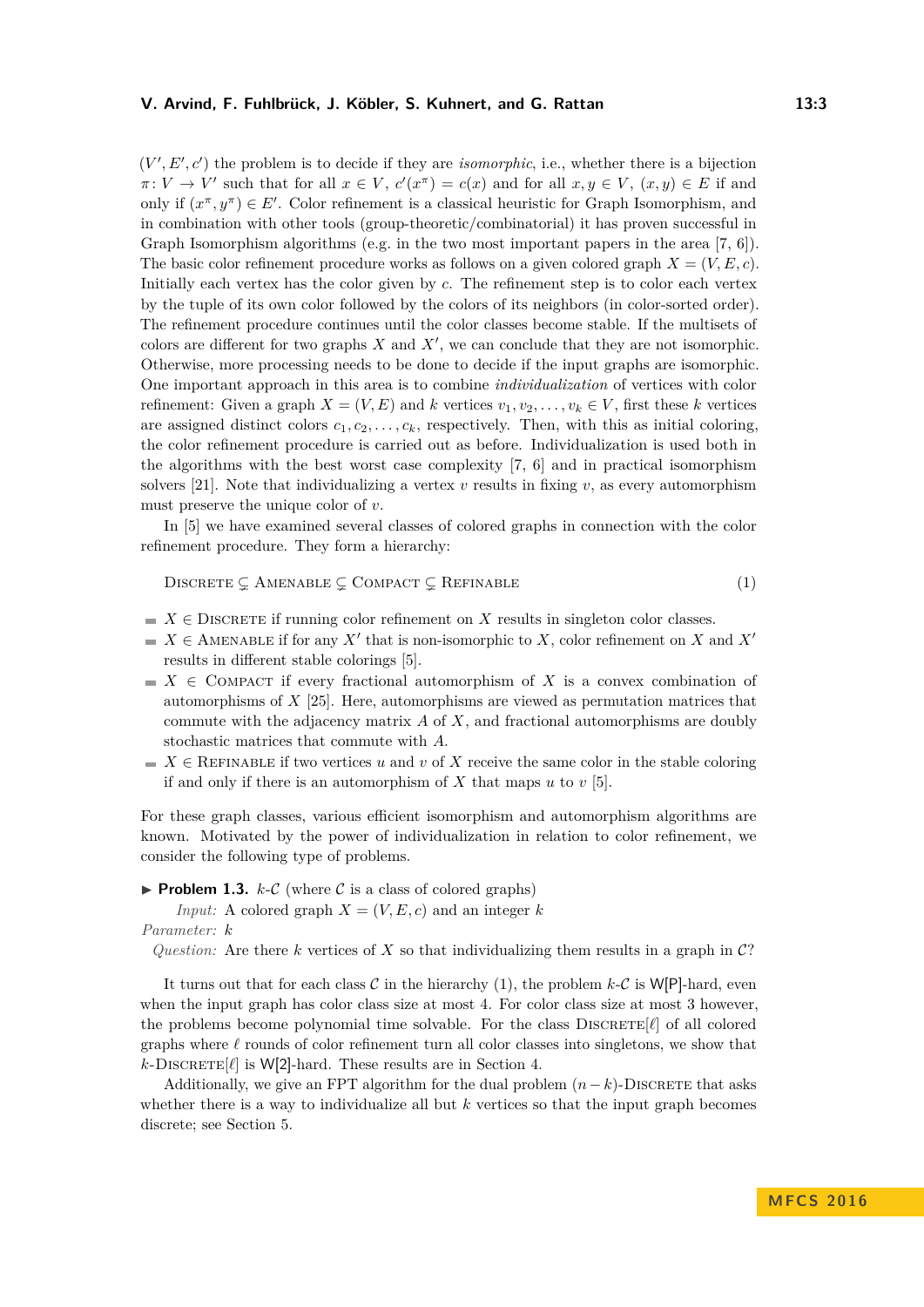$(V', E', c')$ the problem is to decide if they are *isomorphic*, i.e., whether there is a bijection $\pi\colon V \to V'$ such that for all $x \in V$, $c'(x^\pi) = c(x)$ and for all $x, y \in V$, $(x, y) \in E$ if and only if $(x^\pi, y^\pi) \in E'$. Color refinement is a classical heuristic for Graph Isomorphism, and in combination with other tools (group-theoretic/combinatorial) it has proven successful in Graph Isomorphism algorithms (e.g. in the two most important papers in the area [7, 6]). The basic color refinement procedure works as follows on a given colored graph $X = (V, E, c)$. Initially each vertex has the color given by $c$. The refinement step is to color each vertex by the tuple of its own color followed by the colors of its neighbors (in color-sorted order). The refinement procedure continues until the color classes become stable. If the multisets of colors are different for two graphs $X$ and $X'$, we can conclude that they are not isomorphic. Otherwise, more processing needs to be done to decide if the input graphs are isomorphic. One important approach in this area is to combine *individualization* of vertices with color refinement: Given a graph $X = (V, E)$ and $k$ vertices $v_1, v_2, \ldots, v_k \in V$, first these $k$ vertices are assigned distinct colors $c_1, c_2, \ldots, c_k$, respectively. Then, with this as initial coloring, the color refinement procedure is carried out as before. Individualization is used both in the algorithms with the best worst case complexity [7, 6] and in practical isomorphism solvers [21]. Note that individualizing a vertex $v$ results in fixing $v$, as every automorphism must preserve the unique color of $v$.

In [5] we have examined several classes of colored graphs in connection with the color refinement procedure. They form a hierarchy:

$$\textsc{Discrete} \subsetneq \textsc{Amenable} \subsetneq \textsc{Compact} \subsetneq \textsc{Refinable} \tag{1}$$

- $X \in \textsc{Discrete}$ if running color refinement on $X$ results in singleton color classes.
- $X \in \textsc{Amenable}$ if for any $X'$ that is non-isomorphic to $X$, color refinement on $X$ and $X'$ results in different stable colorings [5].
- $X \in \textsc{Compact}$ if every fractional automorphism of $X$ is a convex combination of automorphisms of $X$ [25]. Here, automorphisms are viewed as permutation matrices that commute with the adjacency matrix $A$ of $X$, and fractional automorphisms are doubly stochastic matrices that commute with $A$.
- $X \in \textsc{Refinable}$ if two vertices $u$ and $v$ of $X$ receive the same color in the stable coloring if and only if there is an automorphism of $X$ that maps $u$ to $v$ [5].

For these graph classes, various efficient isomorphism and automorphism algorithms are known. Motivated by the power of individualization in relation to color refinement, we consider the following type of problems.

▶ **Problem 1.3.** $k$-$\mathcal{C}$ (where $\mathcal{C}$ is a class of colored graphs)

*Input:* A colored graph $X = (V, E, c)$ and an integer $k$

*Parameter:* $k$

*Question:* Are there $k$ vertices of $X$ so that individualizing them results in a graph in $\mathcal{C}$?

It turns out that for each class $\mathcal{C}$ in the hierarchy (1), the problem $k$-$\mathcal{C}$ is W[P]-hard, even when the input graph has color class size at most 4. For color class size at most 3 however, the problems become polynomial time solvable. For the class $\textsc{Discrete}[\ell]$ of all colored graphs where $\ell$ rounds of color refinement turn all color classes into singletons, we show that $k$-$\textsc{Discrete}[\ell]$ is W[2]-hard. These results are in Section 4.

Additionally, we give an FPT algorithm for the dual problem $(n-k)$-$\textsc{Discrete}$ that asks whether there is a way to individualize all but $k$ vertices so that the input graph becomes discrete; see Section 5.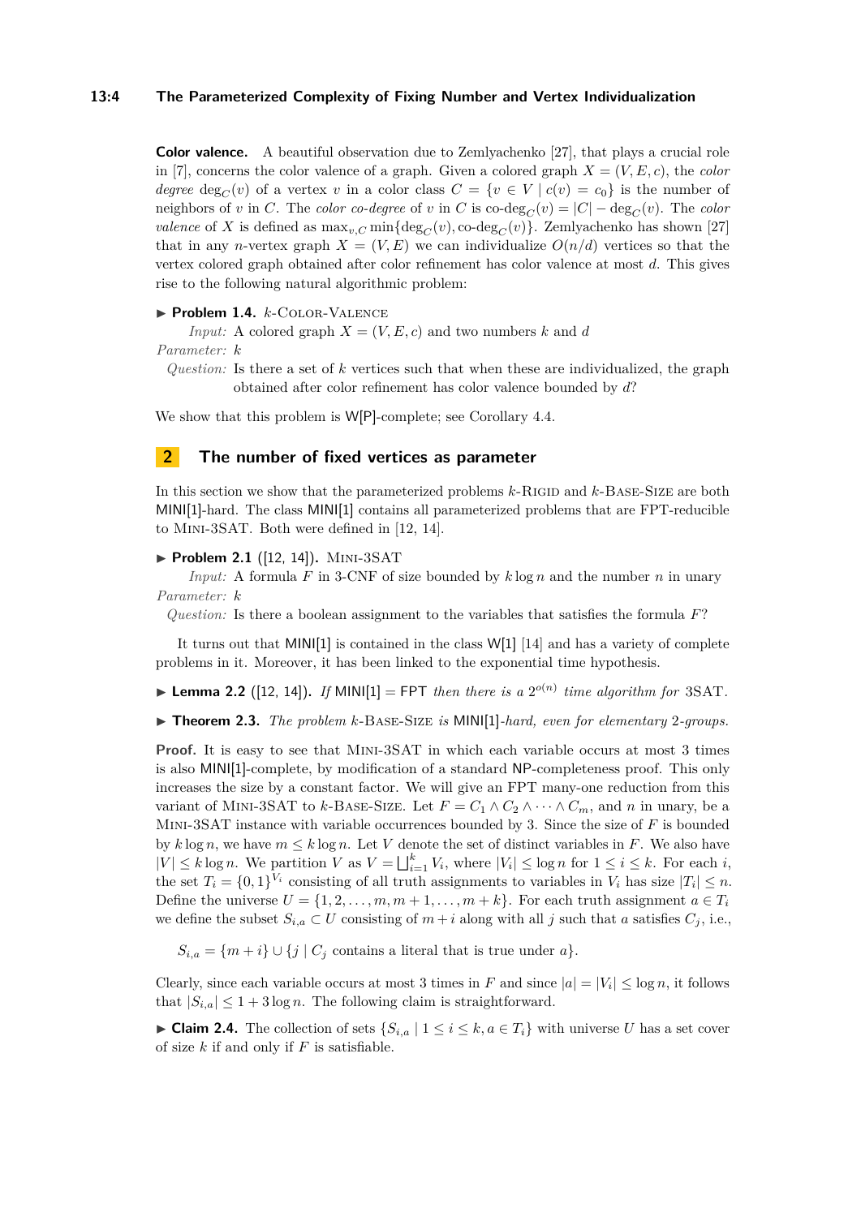**Color valence.** A beautiful observation due to Zemlyachenko [27], that plays a crucial role in [7], concerns the color valence of a graph. Given a colored graph $X = (V, E, c)$, the *color degree* $\deg_C(v)$ of a vertex $v$ in a color class $C = \{v \in V \mid c(v) = c_0\}$ is the number of neighbors of $v$ in $C$. The *color co-degree* of $v$ in $C$ is $\text{co-deg}_C(v) = |C| - \deg_C(v)$. The *color valence* of $X$ is defined as $\max_{v,C} \min\{\deg_C(v), \text{co-deg}_C(v)\}$. Zemlyachenko has shown [27] that in any $n$-vertex graph $X = (V, E)$ we can individualize $O(n/d)$ vertices so that the vertex colored graph obtained after color refinement has color valence at most $d$. This gives rise to the following natural algorithmic problem:

▶ **Problem 1.4.** $k$-Color-Valence

*Input:* A colored graph $X = (V, E, c)$ and two numbers $k$ and $d$

*Parameter:* $k$

*Question:* Is there a set of $k$ vertices such that when these are individualized, the graph obtained after color refinement has color valence bounded by $d$?

We show that this problem is W[P]-complete; see Corollary 4.4.

## 2 The number of fixed vertices as parameter

In this section we show that the parameterized problems $k$-Rigid and $k$-Base-Size are both MINI[1]-hard. The class MINI[1] contains all parameterized problems that are FPT-reducible to Mini-3SAT. Both were defined in [12, 14].

▶ **Problem 2.1** ([12, 14])**.** Mini-3SAT

*Input:* A formula $F$ in 3-CNF of size bounded by $k \log n$ and the number $n$ in unary

*Parameter:* $k$

*Question:* Is there a boolean assignment to the variables that satisfies the formula $F$?

It turns out that MINI[1] is contained in the class W[1] [14] and has a variety of complete problems in it. Moreover, it has been linked to the exponential time hypothesis.

▶ **Lemma 2.2** ([12, 14])**.** *If* MINI[1] = FPT *then there is a* $2^{o(n)}$ *time algorithm for* 3SAT*.*

▶ **Theorem 2.3.** *The problem* $k$-Base-Size *is* MINI[1]*-hard, even for elementary* 2*-groups.*

**Proof.** It is easy to see that Mini-3SAT in which each variable occurs at most 3 times is also MINI[1]-complete, by modification of a standard NP-completeness proof. This only increases the size by a constant factor. We will give an FPT many-one reduction from this variant of Mini-3SAT to $k$-Base-Size. Let $F = C_1 \wedge C_2 \wedge \cdots \wedge C_m$, and $n$ in unary, be a Mini-3SAT instance with variable occurrences bounded by 3. Since the size of $F$ is bounded by $k \log n$, we have $m \leq k \log n$. Let $V$ denote the set of distinct variables in $F$. We also have $|V| \leq k \log n$. We partition $V$ as $V = \bigsqcup_{i=1}^{k} V_i$, where $|V_i| \leq \log n$ for $1 \leq i \leq k$. For each $i$, the set $T_i = \{0, 1\}^{V_i}$ consisting of all truth assignments to variables in $V_i$ has size $|T_i| \leq n$. Define the universe $U = \{1, 2, \ldots, m, m+1, \ldots, m+k\}$. For each truth assignment $a \in T_i$ we define the subset $S_{i,a} \subset U$ consisting of $m + i$ along with all $j$ such that $a$ satisfies $C_j$, i.e.,

$$S_{i,a} = \{m + i\} \cup \{j \mid C_j \text{ contains a literal that is true under } a\}.$$

Clearly, since each variable occurs at most 3 times in $F$ and since $|a| = |V_i| \leq \log n$, it follows that $|S_{i,a}| \leq 1 + 3 \log n$. The following claim is straightforward.

▶ **Claim 2.4.** The collection of sets $\{S_{i,a} \mid 1 \leq i \leq k, a \in T_i\}$ with universe $U$ has a set cover of size $k$ if and only if $F$ is satisfiable.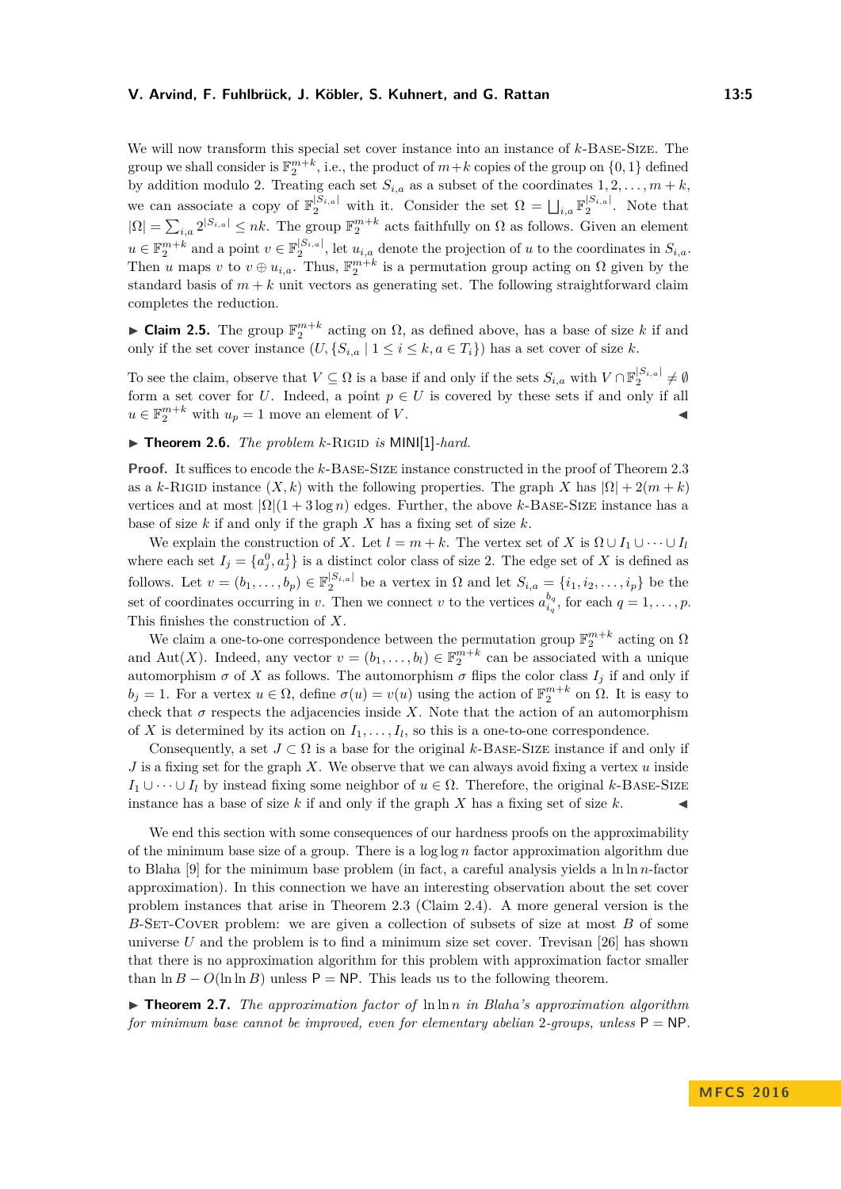We will now transform this special set cover instance into an instance of $k$-Base-Size. The group we shall consider is $\mathbb{F}_2^{m+k}$, i.e., the product of $m+k$ copies of the group on $\{0,1\}$ defined by addition modulo 2. Treating each set $S_{i,a}$ as a subset of the coordinates $1,2,\ldots,m+k$, we can associate a copy of $\mathbb{F}_2^{|S_{i,a}|}$ with it. Consider the set $\Omega = \bigsqcup_{i,a} \mathbb{F}_2^{|S_{i,a}|}$. Note that $|\Omega| = \sum_{i,a} 2^{|S_{i,a}|} \leq nk$. The group $\mathbb{F}_2^{m+k}$ acts faithfully on $\Omega$ as follows. Given an element $u \in \mathbb{F}_2^{m+k}$ and a point $v \in \mathbb{F}_2^{|S_{i,a}|}$, let $u_{i,a}$ denote the projection of $u$ to the coordinates in $S_{i,a}$. Then $u$ maps $v$ to $v \oplus u_{i,a}$. Thus, $\mathbb{F}_2^{m+k}$ is a permutation group acting on $\Omega$ given by the standard basis of $m+k$ unit vectors as generating set. The following straightforward claim completes the reduction.

▶ **Claim 2.5.** The group $\mathbb{F}_2^{m+k}$ acting on $\Omega$, as defined above, has a base of size $k$ if and only if the set cover instance $(U, \{S_{i,a} \mid 1 \leq i \leq k, a \in T_i\})$ has a set cover of size $k$.

To see the claim, observe that $V \subseteq \Omega$ is a base if and only if the sets $S_{i,a}$ with $V \cap \mathbb{F}_2^{|S_{i,a}|} \neq \emptyset$ form a set cover for $U$. Indeed, a point $p \in U$ is covered by these sets if and only if all $u \in \mathbb{F}_2^{m+k}$ with $u_p = 1$ move an element of $V$. ◀

▶ **Theorem 2.6.** *The problem $k$-Rigid is* MINI[1]*-hard.*

**Proof.** It suffices to encode the $k$-Base-Size instance constructed in the proof of Theorem 2.3 as a $k$-Rigid instance $(X, k)$ with the following properties. The graph $X$ has $|\Omega| + 2(m+k)$ vertices and at most $|\Omega|(1 + 3\log n)$ edges. Further, the above $k$-Base-Size instance has a base of size $k$ if and only if the graph $X$ has a fixing set of size $k$.

We explain the construction of $X$. Let $l = m+k$. The vertex set of $X$ is $\Omega \cup I_1 \cup \cdots \cup I_l$ where each set $I_j = \{a_j^0, a_j^1\}$ is a distinct color class of size 2. The edge set of $X$ is defined as follows. Let $v = (b_1, \ldots, b_p) \in \mathbb{F}_2^{|S_{i,a}|}$ be a vertex in $\Omega$ and let $S_{i,a} = \{i_1, i_2, \ldots, i_p\}$ be the set of coordinates occurring in $v$. Then we connect $v$ to the vertices $a_{i_q}^{b_q}$, for each $q = 1, \ldots, p$. This finishes the construction of $X$.

We claim a one-to-one correspondence between the permutation group $\mathbb{F}_2^{m+k}$ acting on $\Omega$ and $\mathrm{Aut}(X)$. Indeed, any vector $v = (b_1, \ldots, b_l) \in \mathbb{F}_2^{m+k}$ can be associated with a unique automorphism $\sigma$ of $X$ as follows. The automorphism $\sigma$ flips the color class $I_j$ if and only if $b_j = 1$. For a vertex $u \in \Omega$, define $\sigma(u) = v(u)$ using the action of $\mathbb{F}_2^{m+k}$ on $\Omega$. It is easy to check that $\sigma$ respects the adjacencies inside $X$. Note that the action of an automorphism of $X$ is determined by its action on $I_1, \ldots, I_l$, so this is a one-to-one correspondence.

Consequently, a set $J \subset \Omega$ is a base for the original $k$-Base-Size instance if and only if $J$ is a fixing set for the graph $X$. We observe that we can always avoid fixing a vertex $u$ inside $I_1 \cup \cdots \cup I_l$ by instead fixing some neighbor of $u \in \Omega$. Therefore, the original $k$-Base-Size instance has a base of size $k$ if and only if the graph $X$ has a fixing set of size $k$. ◀

We end this section with some consequences of our hardness proofs on the approximability of the minimum base size of a group. There is a $\log\log n$ factor approximation algorithm due to Blaha [9] for the minimum base problem (in fact, a careful analysis yields a $\ln\ln n$-factor approximation). In this connection we have an interesting observation about the set cover problem instances that arise in Theorem 2.3 (Claim 2.4). A more general version is the $B$-Set-Cover problem: we are given a collection of subsets of size at most $B$ of some universe $U$ and the problem is to find a minimum size set cover. Trevisan [26] has shown that there is no approximation algorithm for this problem with approximation factor smaller than $\ln B - O(\ln\ln B)$ unless P = NP. This leads us to the following theorem.

▶ **Theorem 2.7.** *The approximation factor of $\ln\ln n$ in Blaha's approximation algorithm for minimum base cannot be improved, even for elementary abelian 2-groups, unless* P = NP.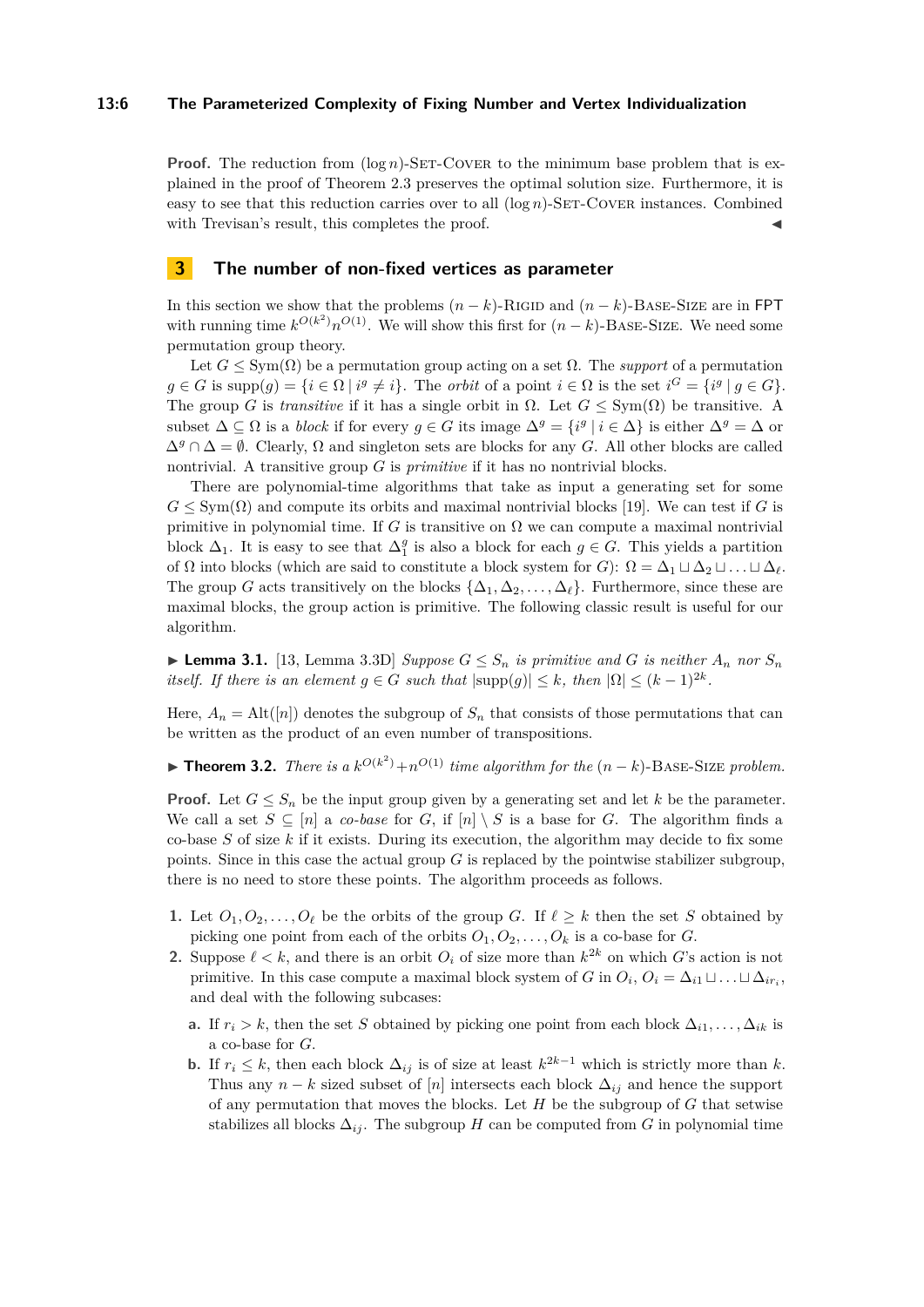**Proof.** The reduction from $(\log n)$-Set-Cover to the minimum base problem that is explained in the proof of Theorem 2.3 preserves the optimal solution size. Furthermore, it is easy to see that this reduction carries over to all $(\log n)$-Set-Cover instances. Combined with Trevisan's result, this completes the proof. ◀

## 3 The number of non-fixed vertices as parameter

In this section we show that the problems $(n-k)$-Rigid and $(n-k)$-Base-Size are in FPT with running time $k^{O(k^2)}n^{O(1)}$. We will show this first for $(n-k)$-Base-Size. We need some permutation group theory.

Let $G \leq \mathrm{Sym}(\Omega)$ be a permutation group acting on a set $\Omega$. The *support* of a permutation $g \in G$ is $\mathrm{supp}(g) = \{i \in \Omega \mid i^g \neq i\}$. The *orbit* of a point $i \in \Omega$ is the set $i^G = \{i^g \mid g \in G\}$. The group $G$ is *transitive* if it has a single orbit in $\Omega$. Let $G \leq \mathrm{Sym}(\Omega)$ be transitive. A subset $\Delta \subseteq \Omega$ is a *block* if for every $g \in G$ its image $\Delta^g = \{i^g \mid i \in \Delta\}$ is either $\Delta^g = \Delta$ or $\Delta^g \cap \Delta = \emptyset$. Clearly, $\Omega$ and singleton sets are blocks for any $G$. All other blocks are called nontrivial. A transitive group $G$ is *primitive* if it has no nontrivial blocks.

There are polynomial-time algorithms that take as input a generating set for some $G \leq \mathrm{Sym}(\Omega)$ and compute its orbits and maximal nontrivial blocks [19]. We can test if $G$ is primitive in polynomial time. If $G$ is transitive on $\Omega$ we can compute a maximal nontrivial block $\Delta_1$. It is easy to see that $\Delta_1^g$ is also a block for each $g \in G$. This yields a partition of $\Omega$ into blocks (which are said to constitute a block system for $G$): $\Omega = \Delta_1 \sqcup \Delta_2 \sqcup \ldots \sqcup \Delta_\ell$. The group $G$ acts transitively on the blocks $\{\Delta_1, \Delta_2, \ldots, \Delta_\ell\}$. Furthermore, since these are maximal blocks, the group action is primitive. The following classic result is useful for our algorithm.

▶ **Lemma 3.1.** [13, Lemma 3.3D] *Suppose $G \leq S_n$ is primitive and $G$ is neither $A_n$ nor $S_n$ itself. If there is an element $g \in G$ such that $|\mathrm{supp}(g)| \leq k$, then $|\Omega| \leq (k-1)^{2k}$.*

Here, $A_n = \mathrm{Alt}([n])$ denotes the subgroup of $S_n$ that consists of those permutations that can be written as the product of an even number of transpositions.

▶ **Theorem 3.2.** *There is a $k^{O(k^2)} + n^{O(1)}$ time algorithm for the $(n-k)$-Base-Size problem.*

**Proof.** Let $G \leq S_n$ be the input group given by a generating set and let $k$ be the parameter. We call a set $S \subseteq [n]$ a *co-base* for $G$, if $[n] \setminus S$ is a base for $G$. The algorithm finds a co-base $S$ of size $k$ if it exists. During its execution, the algorithm may decide to fix some points. Since in this case the actual group $G$ is replaced by the pointwise stabilizer subgroup, there is no need to store these points. The algorithm proceeds as follows.

1. Let $O_1, O_2, \ldots, O_\ell$ be the orbits of the group $G$. If $\ell \geq k$ then the set $S$ obtained by picking one point from each of the orbits $O_1, O_2, \ldots, O_k$ is a co-base for $G$.
2. Suppose $\ell < k$, and there is an orbit $O_i$ of size more than $k^{2k}$ on which $G$'s action is not primitive. In this case compute a maximal block system of $G$ in $O_i$, $O_i = \Delta_{i1} \sqcup \ldots \sqcup \Delta_{ir_i}$, and deal with the following subcases:
   - **a.** If $r_i > k$, then the set $S$ obtained by picking one point from each block $\Delta_{i1}, \ldots, \Delta_{ik}$ is a co-base for $G$.
   - **b.** If $r_i \leq k$, then each block $\Delta_{ij}$ is of size at least $k^{2k-1}$ which is strictly more than $k$. Thus any $n-k$ sized subset of $[n]$ intersects each block $\Delta_{ij}$ and hence the support of any permutation that moves the blocks. Let $H$ be the subgroup of $G$ that setwise stabilizes all blocks $\Delta_{ij}$. The subgroup $H$ can be computed from $G$ in polynomial time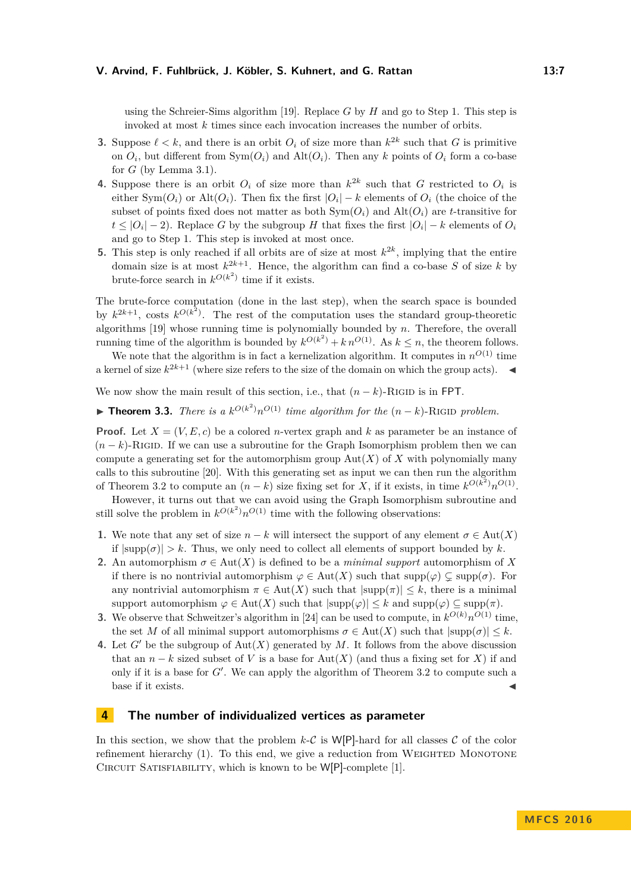using the Schreier-Sims algorithm [19]. Replace $G$ by $H$ and go to Step 1. This step is invoked at most $k$ times since each invocation increases the number of orbits.

3. Suppose $\ell < k$, and there is an orbit $O_i$ of size more than $k^{2k}$ such that $G$ is primitive on $O_i$, but different from $\mathrm{Sym}(O_i)$ and $\mathrm{Alt}(O_i)$. Then any $k$ points of $O_i$ form a co-base for $G$ (by Lemma 3.1).
4. Suppose there is an orbit $O_i$ of size more than $k^{2k}$ such that $G$ restricted to $O_i$ is either $\mathrm{Sym}(O_i)$ or $\mathrm{Alt}(O_i)$. Then fix the first $|O_i| - k$ elements of $O_i$ (the choice of the subset of points fixed does not matter as both $\mathrm{Sym}(O_i)$ and $\mathrm{Alt}(O_i)$ are $t$-transitive for $t \leq |O_i| - 2$). Replace $G$ by the subgroup $H$ that fixes the first $|O_i| - k$ elements of $O_i$ and go to Step 1. This step is invoked at most once.
5. This step is only reached if all orbits are of size at most $k^{2k}$, implying that the entire domain size is at most $k^{2k+1}$. Hence, the algorithm can find a co-base $S$ of size $k$ by brute-force search in $k^{O(k^2)}$ time if it exists.

The brute-force computation (done in the last step), when the search space is bounded by $k^{2k+1}$, costs $k^{O(k^2)}$. The rest of the computation uses the standard group-theoretic algorithms [19] whose running time is polynomially bounded by $n$. Therefore, the overall running time of the algorithm is bounded by $k^{O(k^2)} + k\,n^{O(1)}$. As $k \leq n$, the theorem follows.

We note that the algorithm is in fact a kernelization algorithm. It computes in $n^{O(1)}$ time a kernel of size $k^{2k+1}$ (where size refers to the size of the domain on which the group acts). ◂

We now show the main result of this section, i.e., that $(n-k)$-Rigid is in FPT.

▸ **Theorem 3.3.** *There is a $k^{O(k^2)}n^{O(1)}$ time algorithm for the $(n-k)$-Rigid problem.*

**Proof.** Let $X = (V, E, c)$ be a colored $n$-vertex graph and $k$ as parameter be an instance of $(n-k)$-Rigid. If we can use a subroutine for the Graph Isomorphism problem then we can compute a generating set for the automorphism group $\mathrm{Aut}(X)$ of $X$ with polynomially many calls to this subroutine [20]. With this generating set as input we can then run the algorithm of Theorem 3.2 to compute an $(n-k)$ size fixing set for $X$, if it exists, in time $k^{O(k^2)}n^{O(1)}$.

However, it turns out that we can avoid using the Graph Isomorphism subroutine and still solve the problem in $k^{O(k^2)}n^{O(1)}$ time with the following observations:

1. We note that any set of size $n-k$ will intersect the support of any element $\sigma \in \mathrm{Aut}(X)$ if $|\mathrm{supp}(\sigma)| > k$. Thus, we only need to collect all elements of support bounded by $k$.
2. An automorphism $\sigma \in \mathrm{Aut}(X)$ is defined to be a *minimal support* automorphism of $X$ if there is no nontrivial automorphism $\varphi \in \mathrm{Aut}(X)$ such that $\mathrm{supp}(\varphi) \subsetneq \mathrm{supp}(\sigma)$. For any nontrivial automorphism $\pi \in \mathrm{Aut}(X)$ such that $|\mathrm{supp}(\pi)| \leq k$, there is a minimal support automorphism $\varphi \in \mathrm{Aut}(X)$ such that $|\mathrm{supp}(\varphi)| \leq k$ and $\mathrm{supp}(\varphi) \subseteq \mathrm{supp}(\pi)$.
3. We observe that Schweitzer's algorithm in [24] can be used to compute, in $k^{O(k)}n^{O(1)}$ time, the set $M$ of all minimal support automorphisms $\sigma \in \mathrm{Aut}(X)$ such that $|\mathrm{supp}(\sigma)| \leq k$.
4. Let $G'$ be the subgroup of $\mathrm{Aut}(X)$ generated by $M$. It follows from the above discussion that an $n-k$ sized subset of $V$ is a base for $\mathrm{Aut}(X)$ (and thus a fixing set for $X$) if and only if it is a base for $G'$. We can apply the algorithm of Theorem 3.2 to compute such a base if it exists. ◂

## 4 The number of individualized vertices as parameter

In this section, we show that the problem $k$-$\mathcal{C}$ is W[P]-hard for all classes $\mathcal{C}$ of the color refinement hierarchy (1). To this end, we give a reduction from Weighted Monotone Circuit Satisfiability, which is known to be W[P]-complete [1].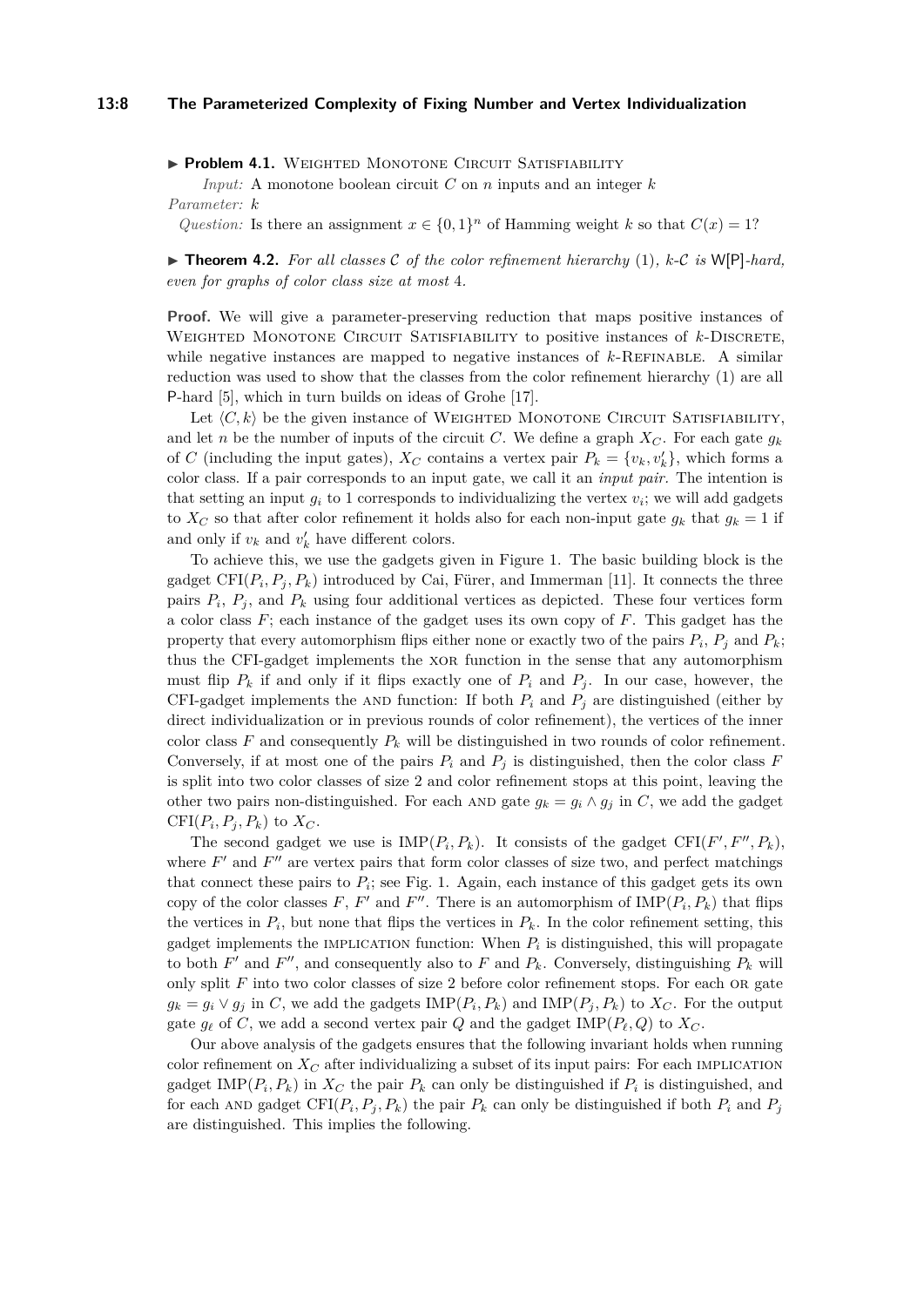▶ **Problem 4.1.** Weighted Monotone Circuit Satisfiability

*Input:* A monotone boolean circuit $C$ on $n$ inputs and an integer $k$
*Parameter:* $k$
*Question:* Is there an assignment $x \in \{0,1\}^n$ of Hamming weight $k$ so that $C(x) = 1$?

▶ **Theorem 4.2.** *For all classes $\mathcal{C}$ of the color refinement hierarchy* (1)*, $k$-$\mathcal{C}$ is* W[P]*-hard, even for graphs of color class size at most* 4*.*

**Proof.** We will give a parameter-preserving reduction that maps positive instances of Weighted Monotone Circuit Satisfiability to positive instances of $k$-Discrete, while negative instances are mapped to negative instances of $k$-Refinable. A similar reduction was used to show that the classes from the color refinement hierarchy (1) are all P-hard [5], which in turn builds on ideas of Grohe [17].

Let $\langle C, k\rangle$ be the given instance of Weighted Monotone Circuit Satisfiability, and let $n$ be the number of inputs of the circuit $C$. We define a graph $X_C$. For each gate $g_k$ of $C$ (including the input gates), $X_C$ contains a vertex pair $P_k = \{v_k, v'_k\}$, which forms a color class. If a pair corresponds to an input gate, we call it an *input pair*. The intention is that setting an input $g_i$ to 1 corresponds to individualizing the vertex $v_i$; we will add gadgets to $X_C$ so that after color refinement it holds also for each non-input gate $g_k$ that $g_k = 1$ if and only if $v_k$ and $v'_k$ have different colors.

To achieve this, we use the gadgets given in Figure 1. The basic building block is the gadget $\mathrm{CFI}(P_i, P_j, P_k)$ introduced by Cai, Fürer, and Immerman [11]. It connects the three pairs $P_i$, $P_j$, and $P_k$ using four additional vertices as depicted. These four vertices form a color class $F$; each instance of the gadget uses its own copy of $F$. This gadget has the property that every automorphism flips either none or exactly two of the pairs $P_i$, $P_j$ and $P_k$; thus the CFI-gadget implements the xor function in the sense that any automorphism must flip $P_k$ if and only if it flips exactly one of $P_i$ and $P_j$. In our case, however, the CFI-gadget implements the and function: If both $P_i$ and $P_j$ are distinguished (either by direct individualization or in previous rounds of color refinement), the vertices of the inner color class $F$ and consequently $P_k$ will be distinguished in two rounds of color refinement. Conversely, if at most one of the pairs $P_i$ and $P_j$ is distinguished, then the color class $F$ is split into two color classes of size 2 and color refinement stops at this point, leaving the other two pairs non-distinguished. For each and gate $g_k = g_i \wedge g_j$ in $C$, we add the gadget $\mathrm{CFI}(P_i, P_j, P_k)$ to $X_C$.

The second gadget we use is $\mathrm{IMP}(P_i, P_k)$. It consists of the gadget $\mathrm{CFI}(F', F'', P_k)$, where $F'$ and $F''$ are vertex pairs that form color classes of size two, and perfect matchings that connect these pairs to $P_i$; see Fig. 1. Again, each instance of this gadget gets its own copy of the color classes $F$, $F'$ and $F''$. There is an automorphism of $\mathrm{IMP}(P_i, P_k)$ that flips the vertices in $P_i$, but none that flips the vertices in $P_k$. In the color refinement setting, this gadget implements the implication function: When $P_i$ is distinguished, this will propagate to both $F'$ and $F''$, and consequently also to $F$ and $P_k$. Conversely, distinguishing $P_k$ will only split $F$ into two color classes of size 2 before color refinement stops. For each or gate $g_k = g_i \vee g_j$ in $C$, we add the gadgets $\mathrm{IMP}(P_i, P_k)$ and $\mathrm{IMP}(P_j, P_k)$ to $X_C$. For the output gate $g_\ell$ of $C$, we add a second vertex pair $Q$ and the gadget $\mathrm{IMP}(P_\ell, Q)$ to $X_C$.

Our above analysis of the gadgets ensures that the following invariant holds when running color refinement on $X_C$ after individualizing a subset of its input pairs: For each implication gadget $\mathrm{IMP}(P_i, P_k)$ in $X_C$ the pair $P_k$ can only be distinguished if $P_i$ is distinguished, and for each and gadget $\mathrm{CFI}(P_i, P_j, P_k)$ the pair $P_k$ can only be distinguished if both $P_i$ and $P_j$ are distinguished. This implies the following.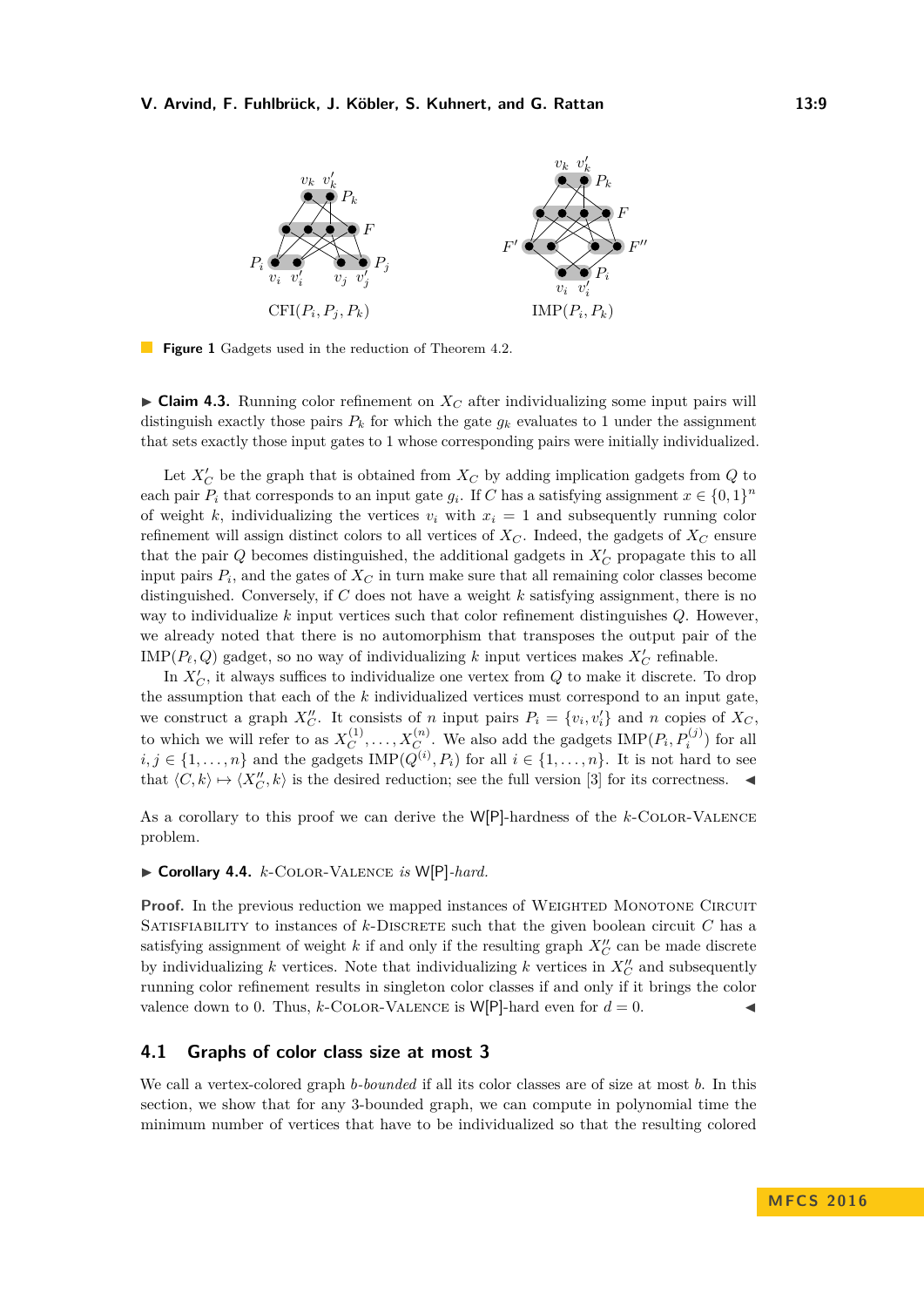**Figure 1** Gadgets used in the reduction of Theorem 4.2.

▶ **Claim 4.3.** Running color refinement on $X_C$ after individualizing some input pairs will distinguish exactly those pairs $P_k$ for which the gate $g_k$ evaluates to 1 under the assignment that sets exactly those input gates to 1 whose corresponding pairs were initially individualized.

Let $X'_C$ be the graph that is obtained from $X_C$ by adding implication gadgets from $Q$ to each pair $P_i$ that corresponds to an input gate $g_i$. If $C$ has a satisfying assignment $x \in \{0,1\}^n$ of weight $k$, individualizing the vertices $v_i$ with $x_i = 1$ and subsequently running color refinement will assign distinct colors to all vertices of $X_C$. Indeed, the gadgets of $X_C$ ensure that the pair $Q$ becomes distinguished, the additional gadgets in $X'_C$ propagate this to all input pairs $P_i$, and the gates of $X_C$ in turn make sure that all remaining color classes become distinguished. Conversely, if $C$ does not have a weight $k$ satisfying assignment, there is no way to individualize $k$ input vertices such that color refinement distinguishes $Q$. However, we already noted that there is no automorphism that transposes the output pair of the $\mathrm{IMP}(P_\ell, Q)$ gadget, so no way of individualizing $k$ input vertices makes $X'_C$ refinable.

In $X'_C$, it always suffices to individualize one vertex from $Q$ to make it discrete. To drop the assumption that each of the $k$ individualized vertices must correspond to an input gate, we construct a graph $X''_C$. It consists of $n$ input pairs $P_i = \{v_i, v'_i\}$ and $n$ copies of $X_C$, to which we will refer to as $X_C^{(1)}, \dots, X_C^{(n)}$. We also add the gadgets $\mathrm{IMP}(P_i, P_i^{(j)})$ for all $i, j \in \{1, \dots, n\}$ and the gadgets $\mathrm{IMP}(Q^{(i)}, P_i)$ for all $i \in \{1, \dots, n\}$. It is not hard to see that $\langle C, k\rangle \mapsto \langle X''_C, k\rangle$ is the desired reduction; see the full version [3] for its correctness. ◀

As a corollary to this proof we can derive the W[P]-hardness of the $k$-Color-Valence problem.

▶ **Corollary 4.4.** *$k$-Color-Valence is W[P]-hard.*

**Proof.** In the previous reduction we mapped instances of Weighted Monotone Circuit Satisfiability to instances of $k$-Discrete such that the given boolean circuit $C$ has a satisfying assignment of weight $k$ if and only if the resulting graph $X''_C$ can be made discrete by individualizing $k$ vertices. Note that individualizing $k$ vertices in $X''_C$ and subsequently running color refinement results in singleton color classes if and only if it brings the color valence down to 0. Thus, $k$-Color-Valence is W[P]-hard even for $d = 0$. ◀

## 4.1 Graphs of color class size at most 3

We call a vertex-colored graph *$b$-bounded* if all its color classes are of size at most $b$. In this section, we show that for any 3-bounded graph, we can compute in polynomial time the minimum number of vertices that have to be individualized so that the resulting colored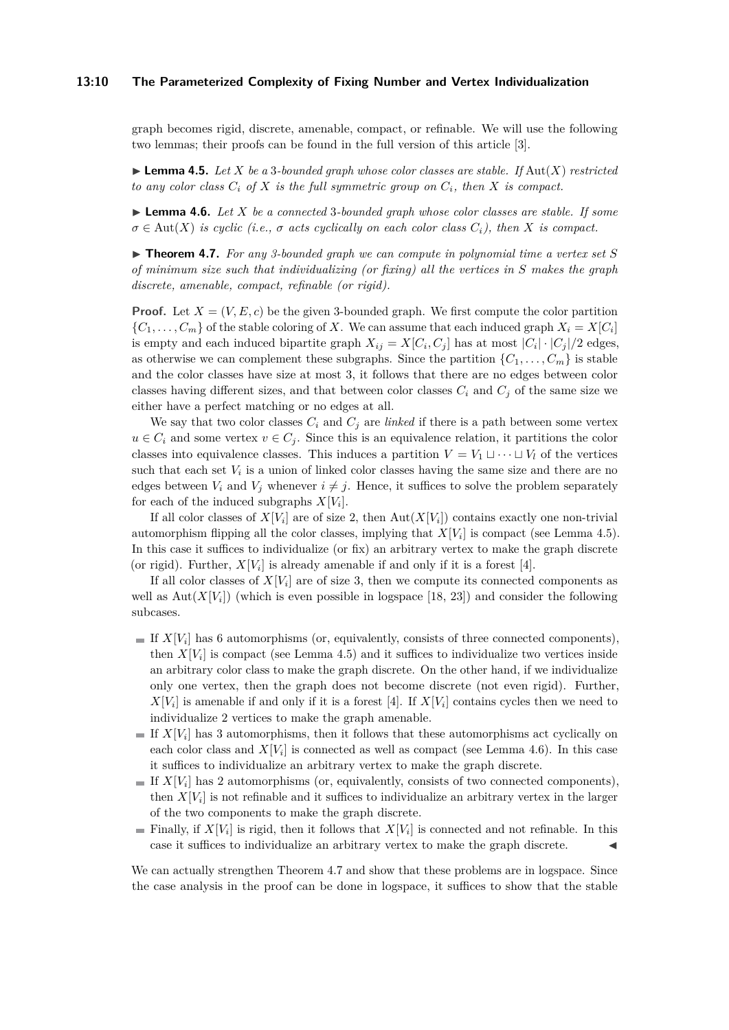graph becomes rigid, discrete, amenable, compact, or refinable. We will use the following two lemmas; their proofs can be found in the full version of this article [3].

▶ **Lemma 4.5.** *Let $X$ be a 3-bounded graph whose color classes are stable. If $\mathrm{Aut}(X)$ restricted to any color class $C_i$ of $X$ is the full symmetric group on $C_i$, then $X$ is compact.*

▶ **Lemma 4.6.** *Let $X$ be a connected 3-bounded graph whose color classes are stable. If some $\sigma \in \mathrm{Aut}(X)$ is cyclic (i.e., $\sigma$ acts cyclically on each color class $C_i$), then $X$ is compact.*

▶ **Theorem 4.7.** *For any 3-bounded graph we can compute in polynomial time a vertex set $S$ of minimum size such that individualizing (or fixing) all the vertices in $S$ makes the graph discrete, amenable, compact, refinable (or rigid).*

**Proof.** Let $X = (V, E, c)$ be the given 3-bounded graph. We first compute the color partition $\{C_1, \ldots, C_m\}$ of the stable coloring of $X$. We can assume that each induced graph $X_i = X[C_i]$ is empty and each induced bipartite graph $X_{ij} = X[C_i, C_j]$ has at most $|C_i| \cdot |C_j|/2$ edges, as otherwise we can complement these subgraphs. Since the partition $\{C_1, \ldots, C_m\}$ is stable and the color classes have size at most 3, it follows that there are no edges between color classes having different sizes, and that between color classes $C_i$ and $C_j$ of the same size we either have a perfect matching or no edges at all.

We say that two color classes $C_i$ and $C_j$ are *linked* if there is a path between some vertex $u \in C_i$ and some vertex $v \in C_j$. Since this is an equivalence relation, it partitions the color classes into equivalence classes. This induces a partition $V = V_1 \sqcup \cdots \sqcup V_l$ of the vertices such that each set $V_i$ is a union of linked color classes having the same size and there are no edges between $V_i$ and $V_j$ whenever $i \neq j$. Hence, it suffices to solve the problem separately for each of the induced subgraphs $X[V_i]$.

If all color classes of $X[V_i]$ are of size 2, then $\mathrm{Aut}(X[V_i])$ contains exactly one non-trivial automorphism flipping all the color classes, implying that $X[V_i]$ is compact (see Lemma 4.5). In this case it suffices to individualize (or fix) an arbitrary vertex to make the graph discrete (or rigid). Further, $X[V_i]$ is already amenable if and only if it is a forest [4].

If all color classes of $X[V_i]$ are of size 3, then we compute its connected components as well as $\mathrm{Aut}(X[V_i])$ (which is even possible in logspace [18, 23]) and consider the following subcases.

- If $X[V_i]$ has 6 automorphisms (or, equivalently, consists of three connected components), then $X[V_i]$ is compact (see Lemma 4.5) and it suffices to individualize two vertices inside an arbitrary color class to make the graph discrete. On the other hand, if we individualize only one vertex, then the graph does not become discrete (not even rigid). Further, $X[V_i]$ is amenable if and only if it is a forest [4]. If $X[V_i]$ contains cycles then we need to individualize 2 vertices to make the graph amenable.
- If $X[V_i]$ has 3 automorphisms, then it follows that these automorphisms act cyclically on each color class and $X[V_i]$ is connected as well as compact (see Lemma 4.6). In this case it suffices to individualize an arbitrary vertex to make the graph discrete.
- If $X[V_i]$ has 2 automorphisms (or, equivalently, consists of two connected components), then $X[V_i]$ is not refinable and it suffices to individualize an arbitrary vertex in the larger of the two components to make the graph discrete.
- Finally, if $X[V_i]$ is rigid, then it follows that $X[V_i]$ is connected and not refinable. In this case it suffices to individualize an arbitrary vertex to make the graph discrete. ◀

We can actually strengthen Theorem 4.7 and show that these problems are in logspace. Since the case analysis in the proof can be done in logspace, it suffices to show that the stable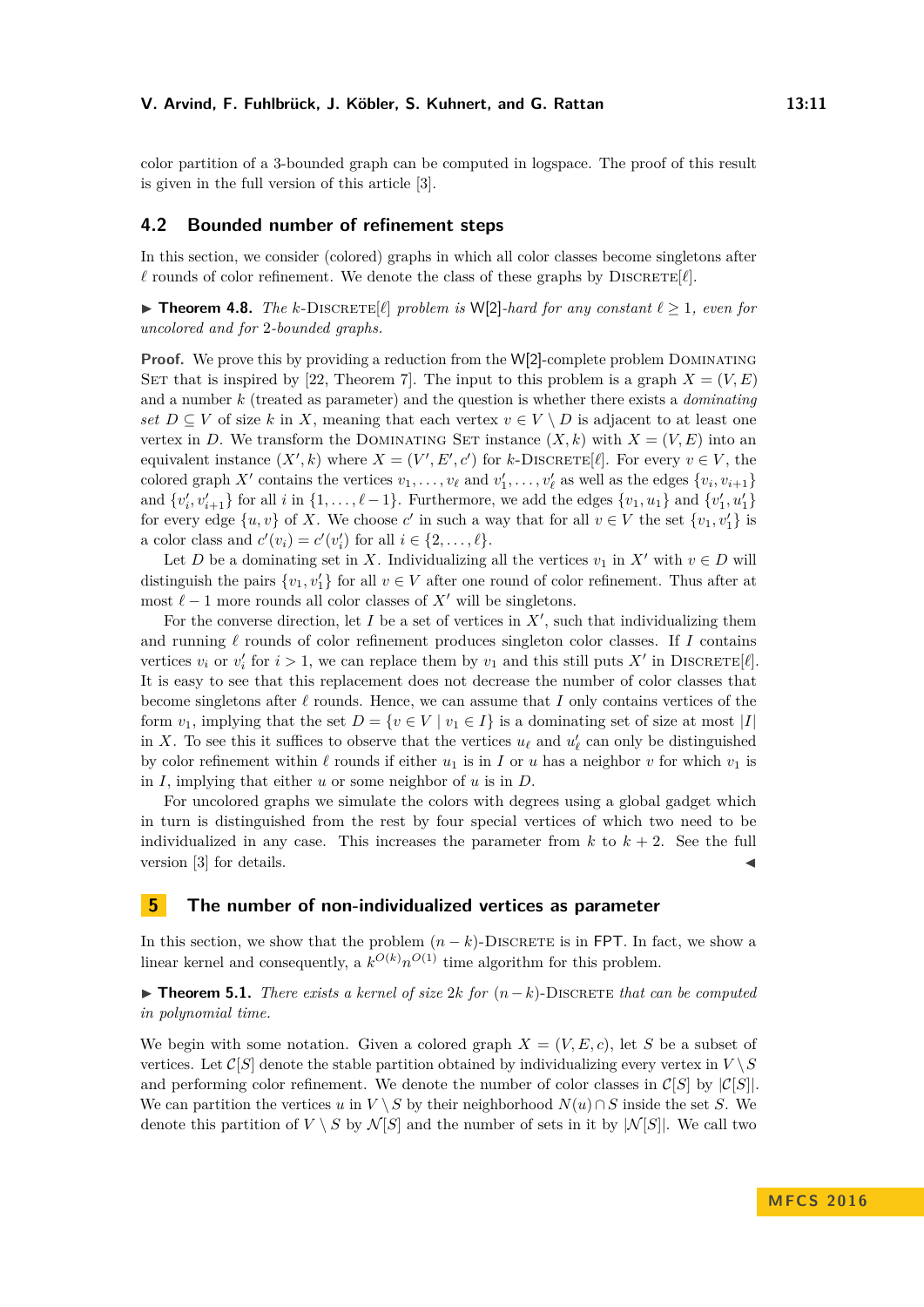color partition of a 3-bounded graph can be computed in logspace. The proof of this result is given in the full version of this article [3].

### 4.2 Bounded number of refinement steps

In this section, we consider (colored) graphs in which all color classes become singletons after $\ell$ rounds of color refinement. We denote the class of these graphs by Discrete[$\ell$].

▶ **Theorem 4.8.** *The $k$-Discrete[$\ell$] problem is W[2]-hard for any constant $\ell \geq 1$, even for uncolored and for 2-bounded graphs.*

**Proof.** We prove this by providing a reduction from the W[2]-complete problem Dominating Set that is inspired by [22, Theorem 7]. The input to this problem is a graph $X = (V, E)$ and a number $k$ (treated as parameter) and the question is whether there exists a *dominating set* $D \subseteq V$ of size $k$ in $X$, meaning that each vertex $v \in V \setminus D$ is adjacent to at least one vertex in $D$. We transform the Dominating Set instance $(X, k)$ with $X = (V, E)$ into an equivalent instance $(X', k)$ where $X = (V', E', c')$ for $k$-Discrete[$\ell$]. For every $v \in V$, the colored graph $X'$ contains the vertices $v_1, \ldots, v_\ell$ and $v'_1, \ldots, v'_\ell$ as well as the edges $\{v_i, v_{i+1}\}$ and $\{v'_i, v'_{i+1}\}$ for all $i$ in $\{1, \ldots, \ell - 1\}$. Furthermore, we add the edges $\{v_1, u_1\}$ and $\{v'_1, u'_1\}$ for every edge $\{u, v\}$ of $X$. We choose $c'$ in such a way that for all $v \in V$ the set $\{v_1, v'_1\}$ is a color class and $c'(v_i) = c'(v'_i)$ for all $i \in \{2, \ldots, \ell\}$.

Let $D$ be a dominating set in $X$. Individualizing all the vertices $v_1$ in $X'$ with $v \in D$ will distinguish the pairs $\{v_1, v'_1\}$ for all $v \in V$ after one round of color refinement. Thus after at most $\ell - 1$ more rounds all color classes of $X'$ will be singletons.

For the converse direction, let $I$ be a set of vertices in $X'$, such that individualizing them and running $\ell$ rounds of color refinement produces singleton color classes. If $I$ contains vertices $v_i$ or $v'_i$ for $i > 1$, we can replace them by $v_1$ and this still puts $X'$ in Discrete[$\ell$]. It is easy to see that this replacement does not decrease the number of color classes that become singletons after $\ell$ rounds. Hence, we can assume that $I$ only contains vertices of the form $v_1$, implying that the set $D = \{v \in V \mid v_1 \in I\}$ is a dominating set of size at most $|I|$ in $X$. To see this it suffices to observe that the vertices $u_\ell$ and $u'_\ell$ can only be distinguished by color refinement within $\ell$ rounds if either $u_1$ is in $I$ or $u$ has a neighbor $v$ for which $v_1$ is in $I$, implying that either $u$ or some neighbor of $u$ is in $D$.

For uncolored graphs we simulate the colors with degrees using a global gadget which in turn is distinguished from the rest by four special vertices of which two need to be individualized in any case. This increases the parameter from $k$ to $k + 2$. See the full version [3] for details. ◀

## 5 The number of non-individualized vertices as parameter

In this section, we show that the problem $(n - k)$-Discrete is in FPT. In fact, we show a linear kernel and consequently, a $k^{O(k)} n^{O(1)}$ time algorithm for this problem.

▶ **Theorem 5.1.** *There exists a kernel of size $2k$ for $(n - k)$-Discrete that can be computed in polynomial time.*

We begin with some notation. Given a colored graph $X = (V, E, c)$, let $S$ be a subset of vertices. Let $\mathcal{C}[S]$ denote the stable partition obtained by individualizing every vertex in $V \setminus S$ and performing color refinement. We denote the number of color classes in $\mathcal{C}[S]$ by $|\mathcal{C}[S]|$. We can partition the vertices $u$ in $V \setminus S$ by their neighborhood $N(u) \cap S$ inside the set $S$. We denote this partition of $V \setminus S$ by $\mathcal{N}[S]$ and the number of sets in it by $|\mathcal{N}[S]|$. We call two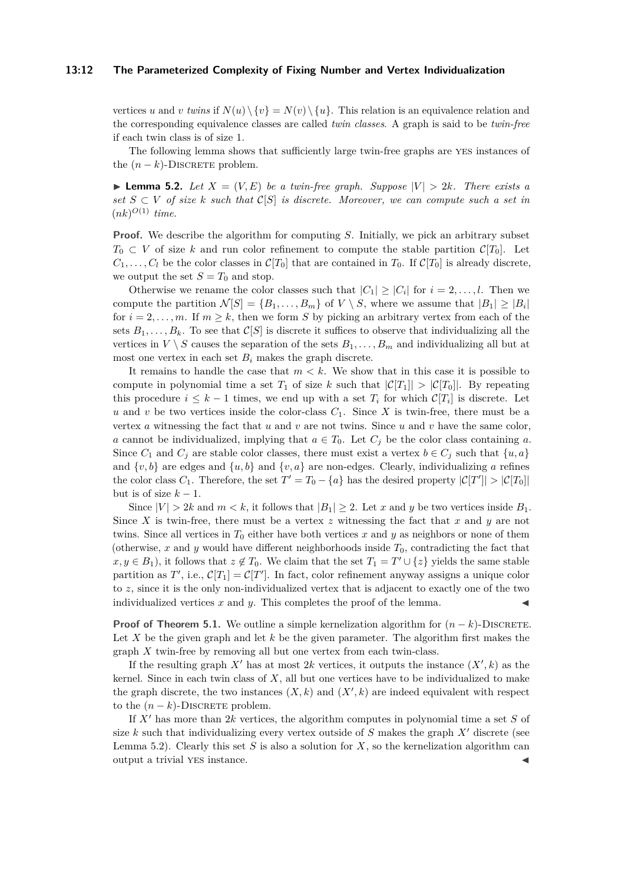vertices $u$ and $v$ *twins* if $N(u) \setminus \{v\} = N(v) \setminus \{u\}$. This relation is an equivalence relation and the corresponding equivalence classes are called *twin classes*. A graph is said to be *twin-free* if each twin class is of size 1.

The following lemma shows that sufficiently large twin-free graphs are YES instances of the $(n-k)$-DISCRETE problem.

▶ **Lemma 5.2.** *Let $X = (V, E)$ be a twin-free graph. Suppose $|V| > 2k$. There exists a set $S \subset V$ of size $k$ such that $\mathcal{C}[S]$ is discrete. Moreover, we can compute such a set in $(nk)^{O(1)}$ time.*

**Proof.** We describe the algorithm for computing $S$. Initially, we pick an arbitrary subset $T_0 \subset V$ of size $k$ and run color refinement to compute the stable partition $\mathcal{C}[T_0]$. Let $C_1, \ldots, C_l$ be the color classes in $\mathcal{C}[T_0]$ that are contained in $T_0$. If $\mathcal{C}[T_0]$ is already discrete, we output the set $S = T_0$ and stop.

Otherwise we rename the color classes such that $|C_1| \geq |C_i|$ for $i = 2, \ldots, l$. Then we compute the partition $\mathcal{N}[S] = \{B_1, \ldots, B_m\}$ of $V \setminus S$, where we assume that $|B_1| \geq |B_i|$ for $i = 2, \ldots, m$. If $m \geq k$, then we form $S$ by picking an arbitrary vertex from each of the sets $B_1, \ldots, B_k$. To see that $\mathcal{C}[S]$ is discrete it suffices to observe that individualizing all the vertices in $V \setminus S$ causes the separation of the sets $B_1, \ldots, B_m$ and individualizing all but at most one vertex in each set $B_i$ makes the graph discrete.

It remains to handle the case that $m < k$. We show that in this case it is possible to compute in polynomial time a set $T_1$ of size $k$ such that $|\mathcal{C}[T_1]| > |\mathcal{C}[T_0]|$. By repeating this procedure $i \leq k-1$ times, we end up with a set $T_i$ for which $\mathcal{C}[T_i]$ is discrete. Let $u$ and $v$ be two vertices inside the color-class $C_1$. Since $X$ is twin-free, there must be a vertex $a$ witnessing the fact that $u$ and $v$ are not twins. Since $u$ and $v$ have the same color, $a$ cannot be individualized, implying that $a \in T_0$. Let $C_j$ be the color class containing $a$. Since $C_1$ and $C_j$ are stable color classes, there must exist a vertex $b \in C_j$ such that $\{u, a\}$ and $\{v, b\}$ are edges and $\{u, b\}$ and $\{v, a\}$ are non-edges. Clearly, individualizing $a$ refines the color class $C_1$. Therefore, the set $T' = T_0 - \{a\}$ has the desired property $|\mathcal{C}[T']| > |\mathcal{C}[T_0]|$ but is of size $k-1$.

Since $|V| > 2k$ and $m < k$, it follows that $|B_1| \geq 2$. Let $x$ and $y$ be two vertices inside $B_1$. Since $X$ is twin-free, there must be a vertex $z$ witnessing the fact that $x$ and $y$ are not twins. Since all vertices in $T_0$ either have both vertices $x$ and $y$ as neighbors or none of them (otherwise, $x$ and $y$ would have different neighborhoods inside $T_0$, contradicting the fact that $x, y \in B_1$), it follows that $z \notin T_0$. We claim that the set $T_1 = T' \cup \{z\}$ yields the same stable partition as $T'$, i.e., $\mathcal{C}[T_1] = \mathcal{C}[T']$. In fact, color refinement anyway assigns a unique color to $z$, since it is the only non-individualized vertex that is adjacent to exactly one of the two individualized vertices $x$ and $y$. This completes the proof of the lemma. ◀

**Proof of Theorem 5.1.** We outline a simple kernelization algorithm for $(n-k)$-DISCRETE. Let $X$ be the given graph and let $k$ be the given parameter. The algorithm first makes the graph $X$ twin-free by removing all but one vertex from each twin-class.

If the resulting graph $X'$ has at most $2k$ vertices, it outputs the instance $(X', k)$ as the kernel. Since in each twin class of $X$, all but one vertices have to be individualized to make the graph discrete, the two instances $(X, k)$ and $(X', k)$ are indeed equivalent with respect to the $(n-k)$-DISCRETE problem.

If $X'$ has more than $2k$ vertices, the algorithm computes in polynomial time a set $S$ of size $k$ such that individualizing every vertex outside of $S$ makes the graph $X'$ discrete (see Lemma 5.2). Clearly this set $S$ is also a solution for $X$, so the kernelization algorithm can output a trivial YES instance. ◀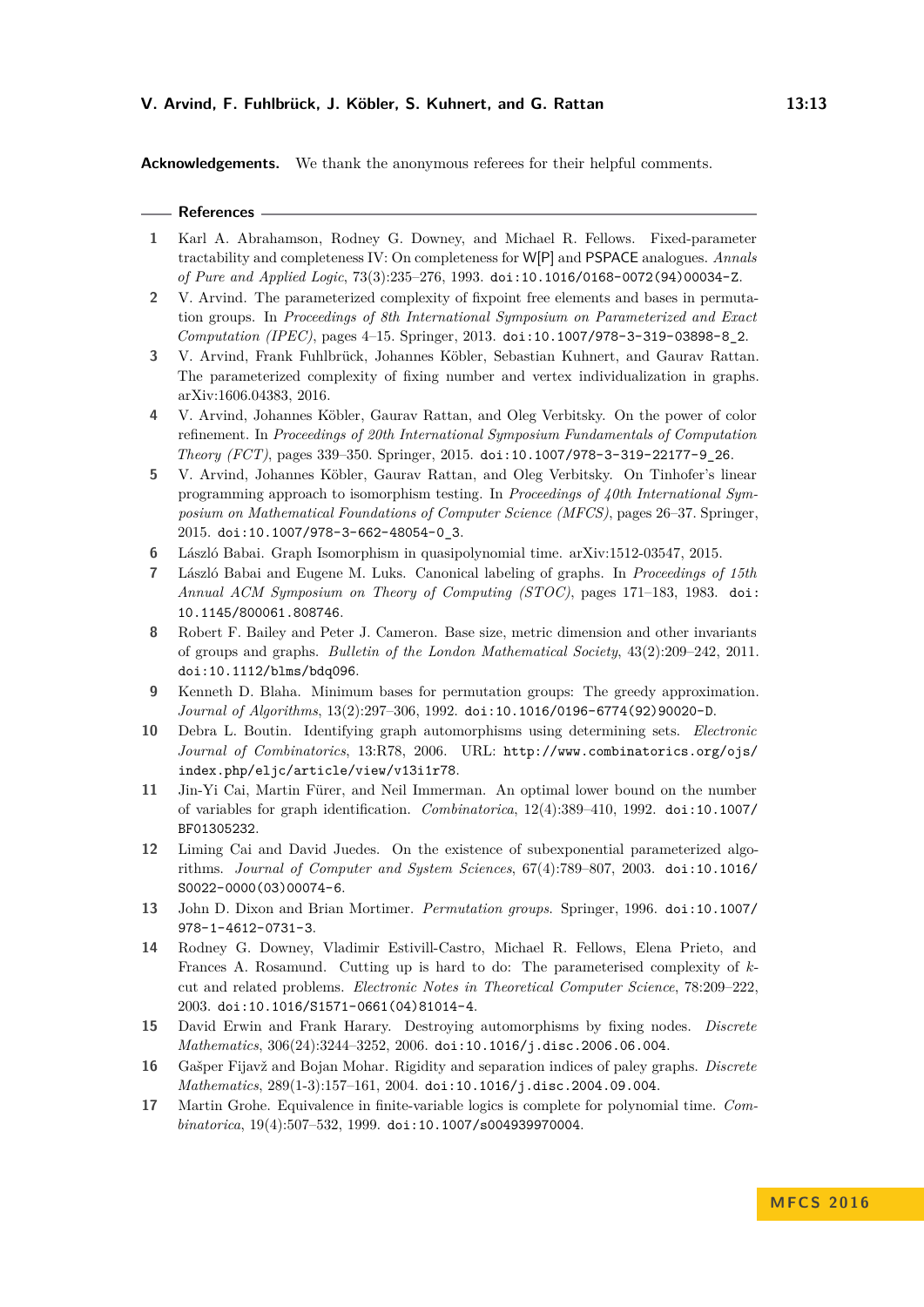**Acknowledgements.** We thank the anonymous referees for their helpful comments.

## References

1. Karl A. Abrahamson, Rodney G. Downey, and Michael R. Fellows. Fixed-parameter tractability and completeness IV: On completeness for W[P] and PSPACE analogues. *Annals of Pure and Applied Logic*, 73(3):235–276, 1993. doi:10.1016/0168-0072(94)00034-Z.
2. V. Arvind. The parameterized complexity of fixpoint free elements and bases in permutation groups. In *Proceedings of 8th International Symposium on Parameterized and Exact Computation (IPEC)*, pages 4–15. Springer, 2013. doi:10.1007/978-3-319-03898-8_2.
3. V. Arvind, Frank Fuhlbrück, Johannes Köbler, Sebastian Kuhnert, and Gaurav Rattan. The parameterized complexity of fixing number and vertex individualization in graphs. arXiv:1606.04383, 2016.
4. V. Arvind, Johannes Köbler, Gaurav Rattan, and Oleg Verbitsky. On the power of color refinement. In *Proceedings of 20th International Symposium Fundamentals of Computation Theory (FCT)*, pages 339–350. Springer, 2015. doi:10.1007/978-3-319-22177-9_26.
5. V. Arvind, Johannes Köbler, Gaurav Rattan, and Oleg Verbitsky. On Tinhofer's linear programming approach to isomorphism testing. In *Proceedings of 40th International Symposium on Mathematical Foundations of Computer Science (MFCS)*, pages 26–37. Springer, 2015. doi:10.1007/978-3-662-48054-0_3.
6. László Babai. Graph Isomorphism in quasipolynomial time. arXiv:1512-03547, 2015.
7. László Babai and Eugene M. Luks. Canonical labeling of graphs. In *Proceedings of 15th Annual ACM Symposium on Theory of Computing (STOC)*, pages 171–183, 1983. doi:10.1145/800061.808746.
8. Robert F. Bailey and Peter J. Cameron. Base size, metric dimension and other invariants of groups and graphs. *Bulletin of the London Mathematical Society*, 43(2):209–242, 2011. doi:10.1112/blms/bdq096.
9. Kenneth D. Blaha. Minimum bases for permutation groups: The greedy approximation. *Journal of Algorithms*, 13(2):297–306, 1992. doi:10.1016/0196-6774(92)90020-D.
10. Debra L. Boutin. Identifying graph automorphisms using determining sets. *Electronic Journal of Combinatorics*, 13:R78, 2006. URL: http://www.combinatorics.org/ojs/index.php/eljc/article/view/v13i1r78.
11. Jin-Yi Cai, Martin Fürer, and Neil Immerman. An optimal lower bound on the number of variables for graph identification. *Combinatorica*, 12(4):389–410, 1992. doi:10.1007/BF01305232.
12. Liming Cai and David Juedes. On the existence of subexponential parameterized algorithms. *Journal of Computer and System Sciences*, 67(4):789–807, 2003. doi:10.1016/S0022-0000(03)00074-6.
13. John D. Dixon and Brian Mortimer. *Permutation groups*. Springer, 1996. doi:10.1007/978-1-4612-0731-3.
14. Rodney G. Downey, Vladimir Estivill-Castro, Michael R. Fellows, Elena Prieto, and Frances A. Rosamund. Cutting up is hard to do: The parameterised complexity of $k$-cut and related problems. *Electronic Notes in Theoretical Computer Science*, 78:209–222, 2003. doi:10.1016/S1571-0661(04)81014-4.
15. David Erwin and Frank Harary. Destroying automorphisms by fixing nodes. *Discrete Mathematics*, 306(24):3244–3252, 2006. doi:10.1016/j.disc.2006.06.004.
16. Gašper Fijavž and Bojan Mohar. Rigidity and separation indices of paley graphs. *Discrete Mathematics*, 289(1-3):157–161, 2004. doi:10.1016/j.disc.2004.09.004.
17. Martin Grohe. Equivalence in finite-variable logics is complete for polynomial time. *Combinatorica*, 19(4):507–532, 1999. doi:10.1007/s004939970004.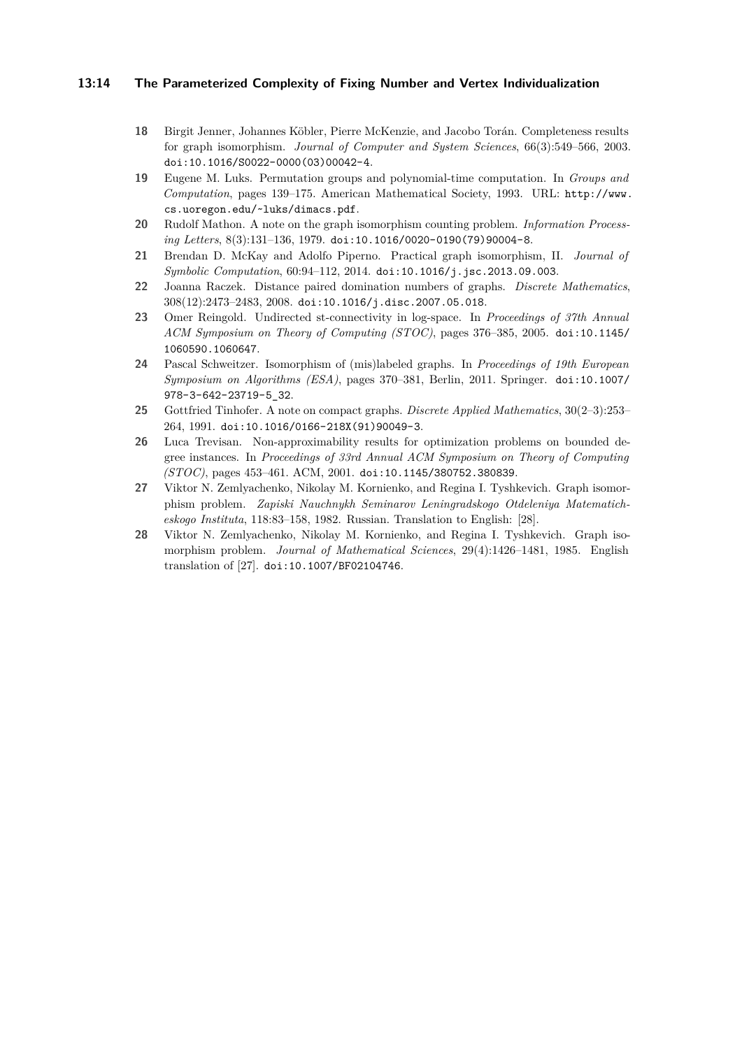18 Birgit Jenner, Johannes Köbler, Pierre McKenzie, and Jacobo Torán. Completeness results for graph isomorphism. *Journal of Computer and System Sciences*, 66(3):549–566, 2003. doi:10.1016/S0022-0000(03)00042-4.

19 Eugene M. Luks. Permutation groups and polynomial-time computation. In *Groups and Computation*, pages 139–175. American Mathematical Society, 1993. URL: http://www.cs.uoregon.edu/~luks/dimacs.pdf.

20 Rudolf Mathon. A note on the graph isomorphism counting problem. *Information Processing Letters*, 8(3):131–136, 1979. doi:10.1016/0020-0190(79)90004-8.

21 Brendan D. McKay and Adolfo Piperno. Practical graph isomorphism, II. *Journal of Symbolic Computation*, 60:94–112, 2014. doi:10.1016/j.jsc.2013.09.003.

22 Joanna Raczek. Distance paired domination numbers of graphs. *Discrete Mathematics*, 308(12):2473–2483, 2008. doi:10.1016/j.disc.2007.05.018.

23 Omer Reingold. Undirected st-connectivity in log-space. In *Proceedings of 37th Annual ACM Symposium on Theory of Computing (STOC)*, pages 376–385, 2005. doi:10.1145/1060590.1060647.

24 Pascal Schweitzer. Isomorphism of (mis)labeled graphs. In *Proceedings of 19th European Symposium on Algorithms (ESA)*, pages 370–381, Berlin, 2011. Springer. doi:10.1007/978-3-642-23719-5_32.

25 Gottfried Tinhofer. A note on compact graphs. *Discrete Applied Mathematics*, 30(2–3):253–264, 1991. doi:10.1016/0166-218X(91)90049-3.

26 Luca Trevisan. Non-approximability results for optimization problems on bounded degree instances. In *Proceedings of 33rd Annual ACM Symposium on Theory of Computing (STOC)*, pages 453–461. ACM, 2001. doi:10.1145/380752.380839.

27 Viktor N. Zemlyachenko, Nikolay M. Kornienko, and Regina I. Tyshkevich. Graph isomorphism problem. *Zapiski Nauchnykh Seminarov Leningradskogo Otdeleniya Matematicheskogo Instituta*, 118:83–158, 1982. Russian. Translation to English: [28].

28 Viktor N. Zemlyachenko, Nikolay M. Kornienko, and Regina I. Tyshkevich. Graph isomorphism problem. *Journal of Mathematical Sciences*, 29(4):1426–1481, 1985. English translation of [27]. doi:10.1007/BF02104746.